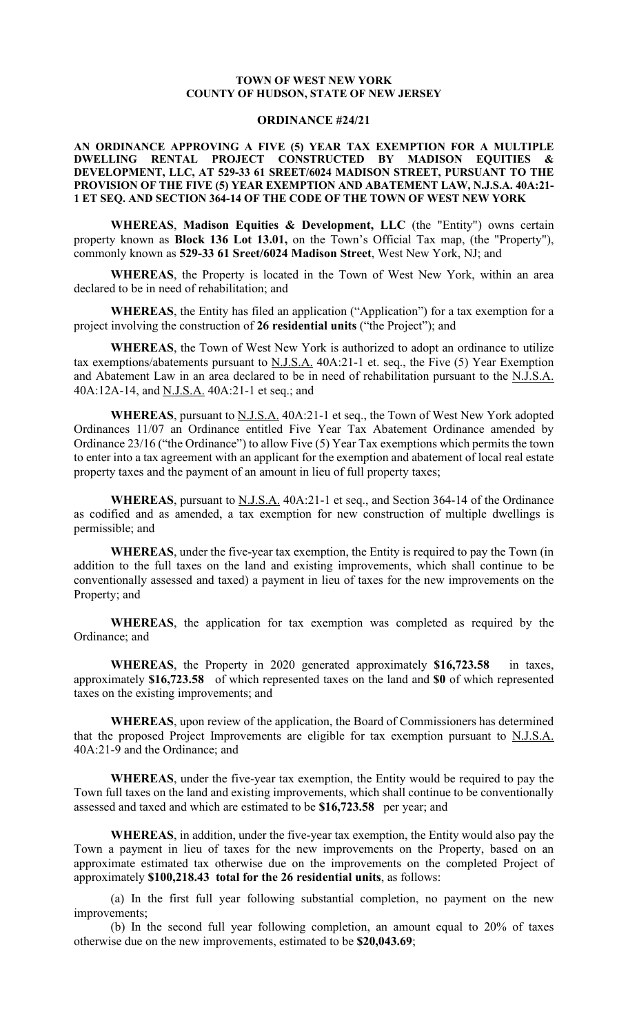**TOWN OF WEST NEW YORK**
**COUNTY OF HUDSON, STATE OF NEW JERSEY**

**ORDINANCE #24/21**

**AN ORDINANCE APPROVING A FIVE (5) YEAR TAX EXEMPTION FOR A MULTIPLE DWELLING RENTAL PROJECT CONSTRUCTED BY MADISON EQUITIES & DEVELOPMENT, LLC, AT 529-33 61 SREET/6024 MADISON STREET, PURSUANT TO THE PROVISION OF THE FIVE (5) YEAR EXEMPTION AND ABATEMENT LAW, N.J.S.A. 40A:21-1 ET SEQ. AND SECTION 364-14 OF THE CODE OF THE TOWN OF WEST NEW YORK**

**WHEREAS**, **Madison Equities & Development, LLC** (the "Entity") owns certain property known as **Block 136 Lot 13.01,** on the Town's Official Tax map, (the "Property"), commonly known as **529-33 61 Sreet/6024 Madison Street**, West New York, NJ; and

**WHEREAS**, the Property is located in the Town of West New York, within an area declared to be in need of rehabilitation; and

**WHEREAS**, the Entity has filed an application ("Application") for a tax exemption for a project involving the construction of **26 residential units** ("the Project"); and

**WHEREAS**, the Town of West New York is authorized to adopt an ordinance to utilize tax exemptions/abatements pursuant to N.J.S.A. 40A:21-1 et. seq., the Five (5) Year Exemption and Abatement Law in an area declared to be in need of rehabilitation pursuant to the N.J.S.A. 40A:12A-14, and N.J.S.A. 40A:21-1 et seq.; and

**WHEREAS**, pursuant to N.J.S.A. 40A:21-1 et seq., the Town of West New York adopted Ordinances 11/07 an Ordinance entitled Five Year Tax Abatement Ordinance amended by Ordinance 23/16 ("the Ordinance") to allow Five (5) Year Tax exemptions which permits the town to enter into a tax agreement with an applicant for the exemption and abatement of local real estate property taxes and the payment of an amount in lieu of full property taxes;

**WHEREAS**, pursuant to N.J.S.A. 40A:21-1 et seq., and Section 364-14 of the Ordinance as codified and as amended, a tax exemption for new construction of multiple dwellings is permissible; and

**WHEREAS**, under the five-year tax exemption, the Entity is required to pay the Town (in addition to the full taxes on the land and existing improvements, which shall continue to be conventionally assessed and taxed) a payment in lieu of taxes for the new improvements on the Property; and

**WHEREAS**, the application for tax exemption was completed as required by the Ordinance; and

**WHEREAS**, the Property in 2020 generated approximately **$16,723.58** in taxes, approximately **$16,723.58** of which represented taxes on the land and **$0** of which represented taxes on the existing improvements; and

**WHEREAS**, upon review of the application, the Board of Commissioners has determined that the proposed Project Improvements are eligible for tax exemption pursuant to N.J.S.A. 40A:21-9 and the Ordinance; and

**WHEREAS**, under the five-year tax exemption, the Entity would be required to pay the Town full taxes on the land and existing improvements, which shall continue to be conventionally assessed and taxed and which are estimated to be **$16,723.58** per year; and

**WHEREAS**, in addition, under the five-year tax exemption, the Entity would also pay the Town a payment in lieu of taxes for the new improvements on the Property, based on an approximate estimated tax otherwise due on the improvements on the completed Project of approximately **$100,218.43 total for the 26 residential units**, as follows:

(a) In the first full year following substantial completion, no payment on the new improvements;

(b) In the second full year following completion, an amount equal to 20% of taxes otherwise due on the new improvements, estimated to be **$20,043.69**;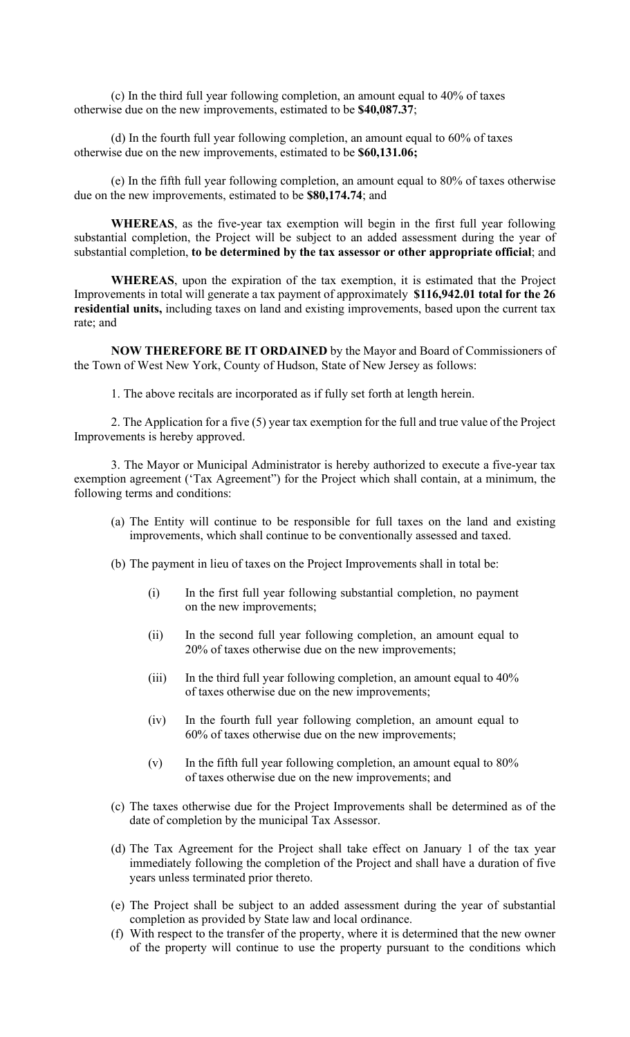(c) In the third full year following completion, an amount equal to 40% of taxes otherwise due on the new improvements, estimated to be **$40,087.37**;

(d) In the fourth full year following completion, an amount equal to 60% of taxes otherwise due on the new improvements, estimated to be **$60,131.06;**

(e) In the fifth full year following completion, an amount equal to 80% of taxes otherwise due on the new improvements, estimated to be **$80,174.74**; and

**WHEREAS**, as the five-year tax exemption will begin in the first full year following substantial completion, the Project will be subject to an added assessment during the year of substantial completion, **to be determined by the tax assessor or other appropriate official**; and

**WHEREAS**, upon the expiration of the tax exemption, it is estimated that the Project Improvements in total will generate a tax payment of approximately **$116,942.01 total for the 26 residential units,** including taxes on land and existing improvements, based upon the current tax rate; and

**NOW THEREFORE BE IT ORDAINED** by the Mayor and Board of Commissioners of the Town of West New York, County of Hudson, State of New Jersey as follows:

1. The above recitals are incorporated as if fully set forth at length herein.

2. The Application for a five (5) year tax exemption for the full and true value of the Project Improvements is hereby approved.

3. The Mayor or Municipal Administrator is hereby authorized to execute a five-year tax exemption agreement ('Tax Agreement") for the Project which shall contain, at a minimum, the following terms and conditions:

(a) The Entity will continue to be responsible for full taxes on the land and existing improvements, which shall continue to be conventionally assessed and taxed.

(b) The payment in lieu of taxes on the Project Improvements shall in total be:

(i) In the first full year following substantial completion, no payment on the new improvements;

(ii) In the second full year following completion, an amount equal to 20% of taxes otherwise due on the new improvements;

(iii) In the third full year following completion, an amount equal to 40% of taxes otherwise due on the new improvements;

(iv) In the fourth full year following completion, an amount equal to 60% of taxes otherwise due on the new improvements;

(v) In the fifth full year following completion, an amount equal to 80% of taxes otherwise due on the new improvements; and

(c) The taxes otherwise due for the Project Improvements shall be determined as of the date of completion by the municipal Tax Assessor.

(d) The Tax Agreement for the Project shall take effect on January 1 of the tax year immediately following the completion of the Project and shall have a duration of five years unless terminated prior thereto.

(e) The Project shall be subject to an added assessment during the year of substantial completion as provided by State law and local ordinance.

(f) With respect to the transfer of the property, where it is determined that the new owner of the property will continue to use the property pursuant to the conditions which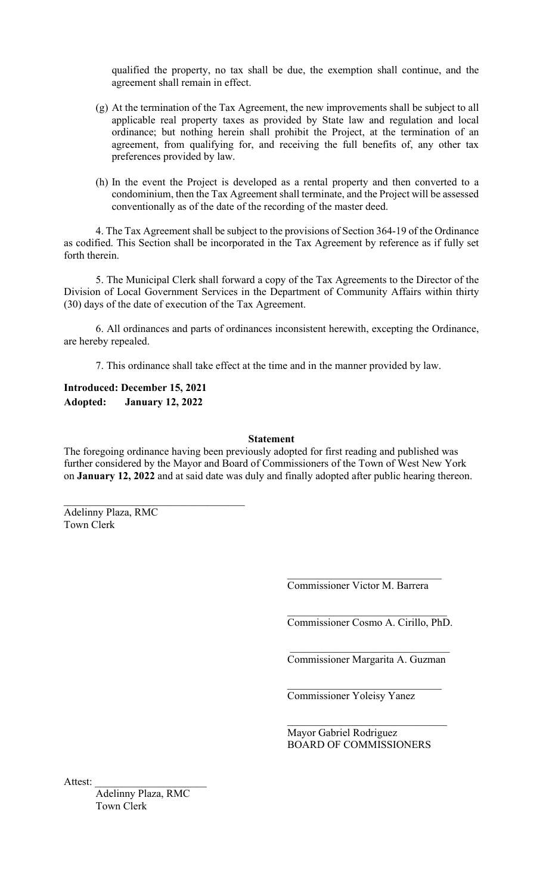qualified the property, no tax shall be due, the exemption shall continue, and the agreement shall remain in effect.

(g) At the termination of the Tax Agreement, the new improvements shall be subject to all applicable real property taxes as provided by State law and regulation and local ordinance; but nothing herein shall prohibit the Project, at the termination of an agreement, from qualifying for, and receiving the full benefits of, any other tax preferences provided by law.

(h) In the event the Project is developed as a rental property and then converted to a condominium, then the Tax Agreement shall terminate, and the Project will be assessed conventionally as of the date of the recording of the master deed.

4. The Tax Agreement shall be subject to the provisions of Section 364-19 of the Ordinance as codified. This Section shall be incorporated in the Tax Agreement by reference as if fully set forth therein.

5. The Municipal Clerk shall forward a copy of the Tax Agreements to the Director of the Division of Local Government Services in the Department of Community Affairs within thirty (30) days of the date of execution of the Tax Agreement.

6. All ordinances and parts of ordinances inconsistent herewith, excepting the Ordinance, are hereby repealed.

7. This ordinance shall take effect at the time and in the manner provided by law.

**Introduced: December 15, 2021**
**Adopted: January 12, 2022**

**Statement**

The foregoing ordinance having been previously adopted for first reading and published was further considered by the Mayor and Board of Commissioners of the Town of West New York on **January 12, 2022** and at said date was duly and finally adopted after public hearing thereon.

\_\_\_\_\_\_\_\_\_\_\_\_\_\_\_\_\_\_\_\_\_\_\_\_\_\_\_\_\_\_\_\_\_\_
Adelinny Plaza, RMC
Town Clerk

\_\_\_\_\_\_\_\_\_\_\_\_\_\_\_\_\_\_\_\_\_\_\_\_\_\_\_\_\_\_
Commissioner Victor M. Barrera

\_\_\_\_\_\_\_\_\_\_\_\_\_\_\_\_\_\_\_\_\_\_\_\_\_\_\_\_\_\_
Commissioner Cosmo A. Cirillo, PhD.

\_\_\_\_\_\_\_\_\_\_\_\_\_\_\_\_\_\_\_\_\_\_\_\_\_\_\_\_\_\_
Commissioner Margarita A. Guzman

\_\_\_\_\_\_\_\_\_\_\_\_\_\_\_\_\_\_\_\_\_\_\_\_\_\_\_\_\_\_
Commissioner Yoleisy Yanez

\_\_\_\_\_\_\_\_\_\_\_\_\_\_\_\_\_\_\_\_\_\_\_\_\_\_\_\_\_\_
Mayor Gabriel Rodriguez
BOARD OF COMMISSIONERS

Attest: \_\_\_\_\_\_\_\_\_\_\_\_\_\_\_\_\_\_\_\_\_\_
Adelinny Plaza, RMC
Town Clerk